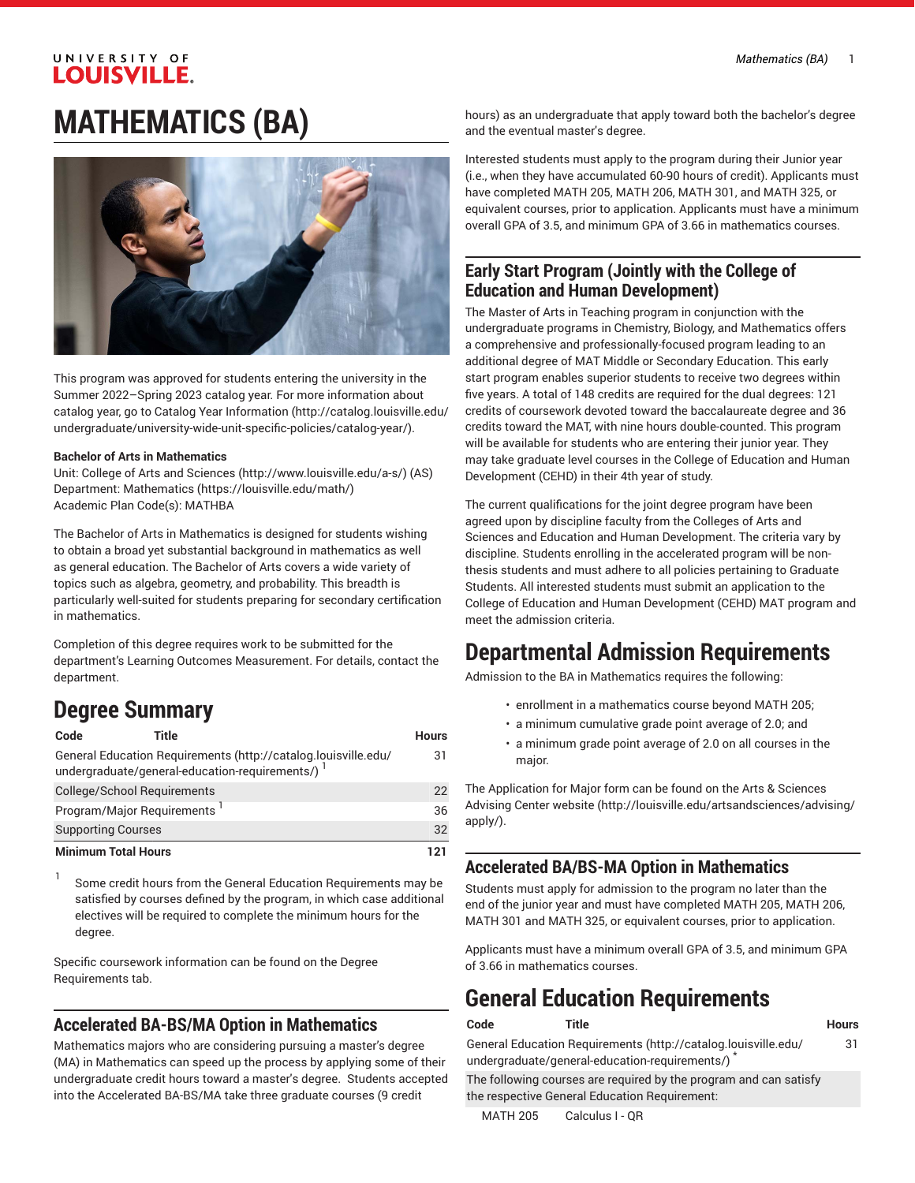# MATHEMATICS (BA)

This program was approved for students entering the university in the Summer 2022–Spring 2023 catalog year. For more information about catalog year, go to Catalog Year Information (http://catalog.louisville.edu/undergraduate/university-wide-unit-specific-policies/catalog-year/).

**Bachelor of Arts in Mathematics**
Unit: College of Arts and Sciences (http://www.louisville.edu/a-s/) (AS)
Department: Mathematics (https://louisville.edu/math/)
Academic Plan Code(s): MATHBA

The Bachelor of Arts in Mathematics is designed for students wishing to obtain a broad yet substantial background in mathematics as well as general education. The Bachelor of Arts covers a wide variety of topics such as algebra, geometry, and probability. This breadth is particularly well-suited for students preparing for secondary certification in mathematics.

Completion of this degree requires work to be submitted for the department's Learning Outcomes Measurement. For details, contact the department.

## Degree Summary

| Code | Title | Hours |
|---|---|---|
| General Education Requirements (http://catalog.louisville.edu/undergraduate/general-education-requirements/) [1] | | 31 |
| College/School Requirements | | 22 |
| Program/Major Requirements [1] | | 36 |
| Supporting Courses | | 32 |
| **Minimum Total Hours** | | **121** |

1. Some credit hours from the General Education Requirements may be satisfied by courses defined by the program, in which case additional electives will be required to complete the minimum hours for the degree.

Specific coursework information can be found on the Degree Requirements tab.

## Accelerated BA-BS/MA Option in Mathematics

Mathematics majors who are considering pursuing a master's degree (MA) in Mathematics can speed up the process by applying some of their undergraduate credit hours toward a master's degree. Students accepted into the Accelerated BA-BS/MA take three graduate courses (9 credit hours) as an undergraduate that apply toward both the bachelor's degree and the eventual master's degree.

Interested students must apply to the program during their Junior year (i.e., when they have accumulated 60-90 hours of credit). Applicants must have completed MATH 205, MATH 206, MATH 301, and MATH 325, or equivalent courses, prior to application. Applicants must have a minimum overall GPA of 3.5, and minimum GPA of 3.66 in mathematics courses.

## Early Start Program (Jointly with the College of Education and Human Development)

The Master of Arts in Teaching program in conjunction with the undergraduate programs in Chemistry, Biology, and Mathematics offers a comprehensive and professionally-focused program leading to an additional degree of MAT Middle or Secondary Education. This early start program enables superior students to receive two degrees within five years. A total of 148 credits are required for the dual degrees: 121 credits of coursework devoted toward the baccalaureate degree and 36 credits toward the MAT, with nine hours double-counted. This program will be available for students who are entering their junior year. They may take graduate level courses in the College of Education and Human Development (CEHD) in their 4th year of study.

The current qualifications for the joint degree program have been agreed upon by discipline faculty from the Colleges of Arts and Sciences and Education and Human Development. The criteria vary by discipline. Students enrolling in the accelerated program will be non-thesis students and must adhere to all policies pertaining to Graduate Students. All interested students must submit an application to the College of Education and Human Development (CEHD) MAT program and meet the admission criteria.

# Departmental Admission Requirements

Admission to the BA in Mathematics requires the following:

- enrollment in a mathematics course beyond MATH 205;
- a minimum cumulative grade point average of 2.0; and
- a minimum grade point average of 2.0 on all courses in the major.

The Application for Major form can be found on the Arts & Sciences Advising Center website (http://louisville.edu/artsandsciences/advising/apply/).

## Accelerated BA/BS-MA Option in Mathematics

Students must apply for admission to the program no later than the end of the junior year and must have completed MATH 205, MATH 206, MATH 301 and MATH 325, or equivalent courses, prior to application.

Applicants must have a minimum overall GPA of 3.5, and minimum GPA of 3.66 in mathematics courses.

# General Education Requirements

| Code | Title | Hours |
|---|---|---|
| General Education Requirements (http://catalog.louisville.edu/undergraduate/general-education-requirements/) * | | 31 |
| The following courses are required by the program and can satisfy the respective General Education Requirement: | | |
| MATH 205 | Calculus I - QR | |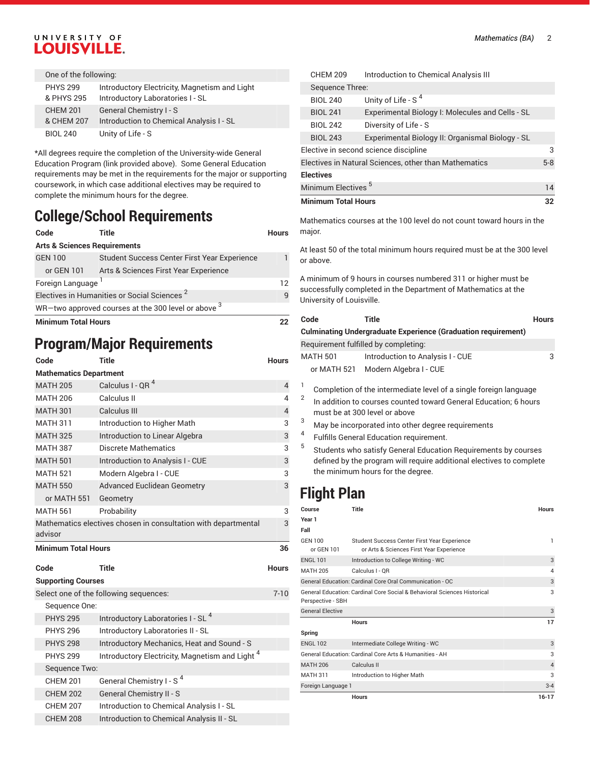| | | |
|---|---|---|
| One of the following: | | |
| PHYS 299<br>& PHYS 295 | Introductory Electricity, Magnetism and Light<br>Introductory Laboratories I - SL | |
| CHEM 201<br>& CHEM 207 | General Chemistry I - S<br>Introduction to Chemical Analysis I - SL | |
| BIOL 240 | Unity of Life - S | |

*All degrees require the completion of the University-wide General Education Program (link provided above). Some General Education requirements may be met in the requirements for the major or supporting coursework, in which case additional electives may be required to complete the minimum hours for the degree.

## College/School Requirements

| Code | Title | Hours |
|---|---|---|
| **Arts & Sciences Requirements** | | |
| GEN 100 | Student Success Center First Year Experience | 1 |
| or GEN 101 | Arts & Sciences First Year Experience | |
| Foreign Language [1] | | 12 |
| Electives in Humanities or Social Sciences [2] | | 9 |
| WR—two approved courses at the 300 level or above [3] | | |
| **Minimum Total Hours** | | **22** |

## Program/Major Requirements

| Code | Title | Hours |
|---|---|---|
| **Mathematics Department** | | |
| MATH 205 | Calculus I - QR [4] | 4 |
| MATH 206 | Calculus II | 4 |
| MATH 301 | Calculus III | 4 |
| MATH 311 | Introduction to Higher Math | 3 |
| MATH 325 | Introduction to Linear Algebra | 3 |
| MATH 387 | Discrete Mathematics | 3 |
| MATH 501 | Introduction to Analysis I - CUE | 3 |
| MATH 521 | Modern Algebra I - CUE | 3 |
| MATH 550 | Advanced Euclidean Geometry | 3 |
| or MATH 551 | Geometry | |
| MATH 561 | Probability | 3 |
| Mathematics electives chosen in consultation with departmental advisor | | 3 |
| **Minimum Total Hours** | | **36** |

| Code | Title | Hours |
|---|---|---|
| **Supporting Courses** | | |
| Select one of the following sequences: | | 7-10 |
| Sequence One: | | |
| PHYS 295 | Introductory Laboratories I - SL [4] | |
| PHYS 296 | Introductory Laboratories II - SL | |
| PHYS 298 | Introductory Mechanics, Heat and Sound - S | |
| PHYS 299 | Introductory Electricity, Magnetism and Light [4] | |
| Sequence Two: | | |
| CHEM 201 | General Chemistry I - S [4] | |
| CHEM 202 | General Chemistry II - S | |
| CHEM 207 | Introduction to Chemical Analysis I - SL | |
| CHEM 208 | Introduction to Chemical Analysis II - SL | |
| CHEM 209 | Introduction to Chemical Analysis III | |
| Sequence Three: | | |
| BIOL 240 | Unity of Life - S [4] | |
| BIOL 241 | Experimental Biology I: Molecules and Cells - SL | |
| BIOL 242 | Diversity of Life - S | |
| BIOL 243 | Experimental Biology II: Organismal Biology - SL | |
| Elective in second science discipline | | 3 |
| Electives in Natural Sciences, other than Mathematics | | 5-8 |
| **Electives** | | |
| Minimum Electives [5] | | 14 |
| **Minimum Total Hours** | | **32** |

Mathematics courses at the 100 level do not count toward hours in the major.

At least 50 of the total minimum hours required must be at the 300 level or above.

A minimum of 9 hours in courses numbered 311 or higher must be successfully completed in the Department of Mathematics at the University of Louisville.

| Code | Title | Hours |
|---|---|---|
| **Culminating Undergraduate Experience (Graduation requirement)** | | |
| Requirement fulfilled by completing: | | |
| MATH 501 | Introduction to Analysis I - CUE | 3 |
| or MATH 521 | Modern Algebra I - CUE | |

1. Completion of the intermediate level of a single foreign language
2. In addition to courses counted toward General Education; 6 hours must be at 300 level or above
3. May be incorporated into other degree requirements
4. Fulfills General Education requirement.
5. Students who satisfy General Education Requirements by courses defined by the program will require additional electives to complete the minimum hours for the degree.

## Flight Plan

| Course | Title | Hours |
|---|---|---|
| **Year 1** | | |
| **Fall** | | |
| GEN 100<br>or GEN 101 | Student Success Center First Year Experience<br>or Arts & Sciences First Year Experience | 1 |
| ENGL 101 | Introduction to College Writing - WC | 3 |
| MATH 205 | Calculus I - QR | 4 |
| General Education: Cardinal Core Oral Communication - OC | | 3 |
| General Education: Cardinal Core Social & Behavioral Sciences Historical Perspective - SBH | | 3 |
| General Elective | | 3 |
| | **Hours** | **17** |
| **Spring** | | |
| ENGL 102 | Intermediate College Writing - WC | 3 |
| General Education: Cardinal Core Arts & Humanities - AH | | 3 |
| MATH 206 | Calculus II | 4 |
| MATH 311 | Introduction to Higher Math | 3 |
| Foreign Language 1 | | 3-4 |
| | **Hours** | **16-17** |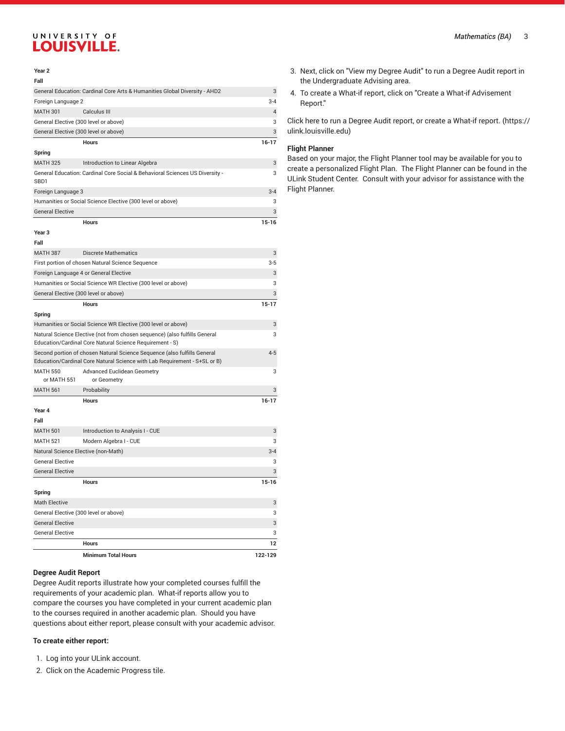| | | |
|---|---|---|
| **Year 2** | | |
| **Fall** | | |
| General Education: Cardinal Core Arts & Humanities Global Diversity - AHD2 | | 3 |
| Foreign Language 2 | | 3-4 |
| MATH 301 | Calculus III | 4 |
| General Elective (300 level or above) | | 3 |
| General Elective (300 level or above) | | 3 |
| | **Hours** | **16-17** |
| **Spring** | | |
| MATH 325 | Introduction to Linear Algebra | 3 |
| General Education: Cardinal Core Social & Behavioral Sciences US Diversity - SBD1 | | 3 |
| Foreign Language 3 | | 3-4 |
| Humanities or Social Science Elective (300 level or above) | | 3 |
| General Elective | | 3 |
| | **Hours** | **15-16** |
| **Year 3** | | |
| **Fall** | | |
| MATH 387 | Discrete Mathematics | 3 |
| First portion of chosen Natural Science Sequence | | 3-5 |
| Foreign Language 4 or General Elective | | 3 |
| Humanities or Social Science WR Elective (300 level or above) | | 3 |
| General Elective (300 level or above) | | 3 |
| | **Hours** | **15-17** |
| **Spring** | | |
| Humanities or Social Science WR Elective (300 level or above) | | 3 |
| Natural Science Elective (not from chosen sequence) (also fulfills General Education/Cardinal Core Natural Science Requirement - S) | | 3 |
| Second portion of chosen Natural Science Sequence (also fulfills General Education/Cardinal Core Natural Science with Lab Requirement - S+SL or B) | | 4-5 |
| MATH 550 or MATH 551 | Advanced Euclidean Geometry or Geometry | 3 |
| MATH 561 | Probability | 3 |
| | **Hours** | **16-17** |
| **Year 4** | | |
| **Fall** | | |
| MATH 501 | Introduction to Analysis I - CUE | 3 |
| MATH 521 | Modern Algebra I - CUE | 3 |
| Natural Science Elective (non-Math) | | 3-4 |
| General Elective | | 3 |
| General Elective | | 3 |
| | **Hours** | **15-16** |
| **Spring** | | |
| Math Elective | | 3 |
| General Elective (300 level or above) | | 3 |
| General Elective | | 3 |
| General Elective | | 3 |
| | **Hours** | **12** |
| | **Minimum Total Hours** | **122-129** |

### Degree Audit Report

Degree Audit reports illustrate how your completed courses fulfill the requirements of your academic plan. What-if reports allow you to compare the courses you have completed in your current academic plan to the courses required in another academic plan. Should you have questions about either report, please consult with your academic advisor.

**To create either report:**

1. Log into your ULink account.
2. Click on the Academic Progress tile.
3. Next, click on "View my Degree Audit" to run a Degree Audit report in the Undergraduate Advising area.
4. To create a What-if report, click on "Create a What-if Advisement Report."

Click here to run a Degree Audit report, or create a What-if report. (https://ulink.louisville.edu)

### Flight Planner

Based on your major, the Flight Planner tool may be available for you to create a personalized Flight Plan. The Flight Planner can be found in the ULink Student Center. Consult with your advisor for assistance with the Flight Planner.